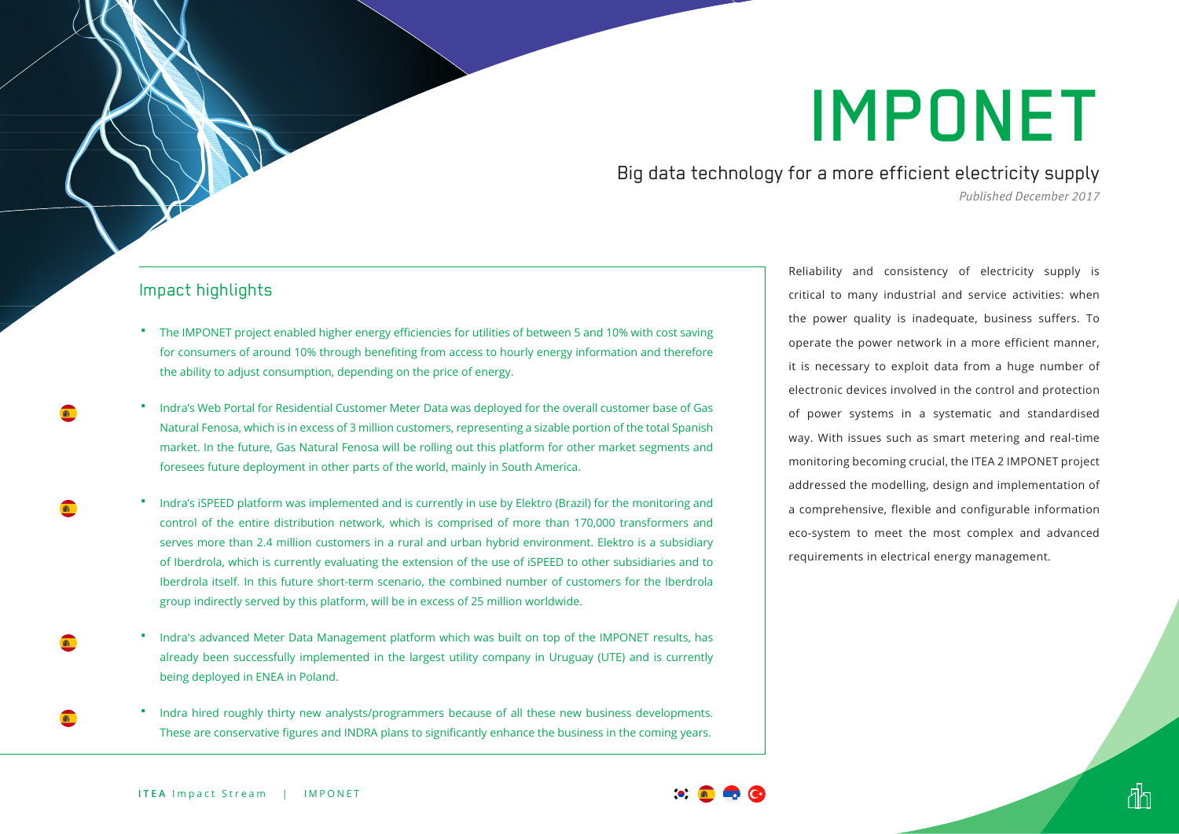# IMPONET

## Big data technology for a more efficient electricity supply

*Published December 2017*

Reliability and consistency of electricity supply is critical to many industrial and service activities: when the power quality is inadequate, business suffers. To operate the power network in a more efficient manner, it is necessary to exploit data from a huge number of electronic devices involved in the control and protection of power systems in a systematic and standardised way. With issues such as smart metering and real-time monitoring becoming crucial, the ITEA 2 IMPONET project addressed the modelling, design and implementation of a comprehensive, flexible and configurable information eco-system to meet the most complex and advanced requirements in electrical energy management.

### Impact highlights

- The IMPONET project enabled higher energy efficiencies for utilities of between 5 and 10% with cost saving for consumers of around 10% through benefiting from access to hourly energy information and therefore the ability to adjust consumption, depending on the price of energy.
- Indra's Web Portal for Residential Customer Meter Data was deployed for the overall customer base of Gas Natural Fenosa, which is in excess of 3 million customers, representing a sizable portion of the total Spanish market. In the future, Gas Natural Fenosa will be rolling out this platform for other market segments and foresees future deployment in other parts of the world, mainly in South America.
- Indra's iSPEED platform was implemented and is currently in use by Elektro (Brazil) for the monitoring and control of the entire distribution network, which is comprised of more than 170,000 transformers and serves more than 2.4 million customers in a rural and urban hybrid environment. Elektro is a subsidiary of Iberdrola, which is currently evaluating the extension of the use of iSPEED to other subsidiaries and to Iberdrola itself. In this future short-term scenario, the combined number of customers for the Iberdrola group indirectly served by this platform, will be in excess of 25 million worldwide.
- Indra's advanced Meter Data Management platform which was built on top of the IMPONET results, has already been successfully implemented in the largest utility company in Uruguay (UTE) and is currently being deployed in ENEA in Poland.
- Indra hired roughly thirty new analysts/programmers because of all these new business developments. These are conservative figures and INDRA plans to significantly enhance the business in the coming years.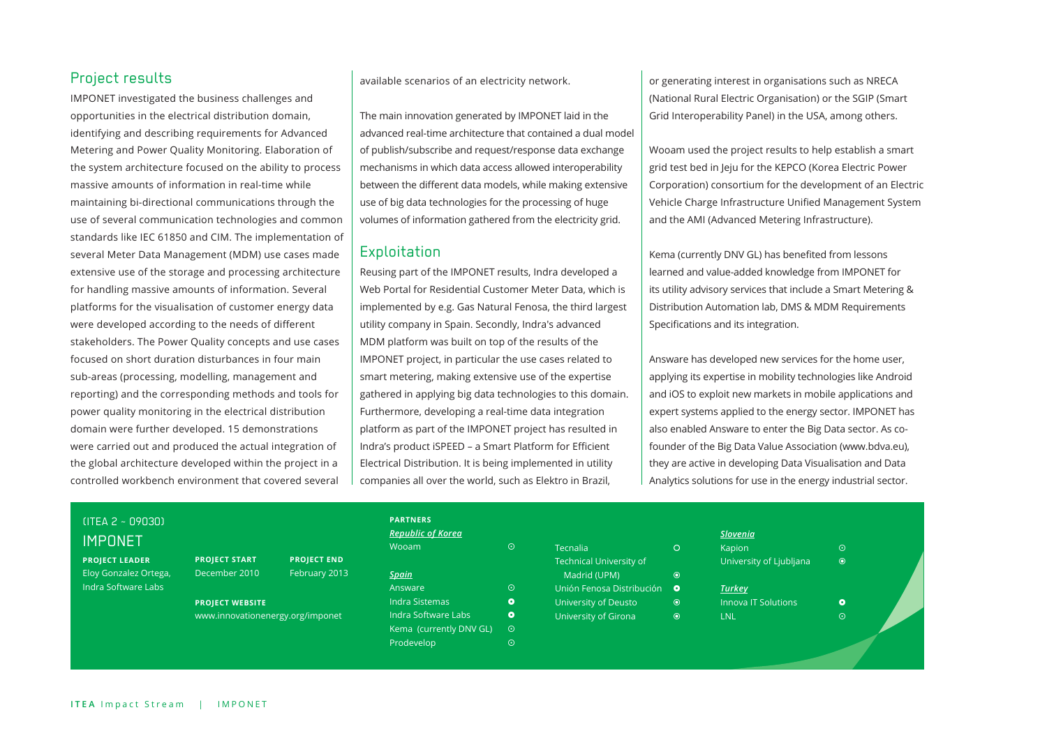## Project results

IMPONET investigated the business challenges and opportunities in the electrical distribution domain, identifying and describing requirements for Advanced Metering and Power Quality Monitoring. Elaboration of the system architecture focused on the ability to process massive amounts of information in real-time while maintaining bi-directional communications through the use of several communication technologies and common standards like IEC 61850 and CIM. The implementation of several Meter Data Management (MDM) use cases made extensive use of the storage and processing architecture for handling massive amounts of information. Several platforms for the visualisation of customer energy data were developed according to the needs of different stakeholders. The Power Quality concepts and use cases focused on short duration disturbances in four main sub-areas (processing, modelling, management and reporting) and the corresponding methods and tools for power quality monitoring in the electrical distribution domain were further developed. 15 demonstrations were carried out and produced the actual integration of the global architecture developed within the project in a controlled workbench environment that covered several available scenarios of an electricity network.

The main innovation generated by IMPONET laid in the advanced real-time architecture that contained a dual model of publish/subscribe and request/response data exchange mechanisms in which data access allowed interoperability between the different data models, while making extensive use of big data technologies for the processing of huge volumes of information gathered from the electricity grid.

## Exploitation

Reusing part of the IMPONET results, Indra developed a Web Portal for Residential Customer Meter Data, which is implemented by e.g. Gas Natural Fenosa, the third largest utility company in Spain. Secondly, Indra's advanced MDM platform was built on top of the results of the IMPONET project, in particular the use cases related to smart metering, making extensive use of the expertise gathered in applying big data technologies to this domain. Furthermore, developing a real-time data integration platform as part of the IMPONET project has resulted in Indra's product iSPEED – a Smart Platform for Efficient Electrical Distribution. It is being implemented in utility companies all over the world, such as Elektro in Brazil, or generating interest in organisations such as NRECA (National Rural Electric Organisation) or the SGIP (Smart Grid Interoperability Panel) in the USA, among others.

Wooam used the project results to help establish a smart grid test bed in Jeju for the KEPCO (Korea Electric Power Corporation) consortium for the development of an Electric Vehicle Charge Infrastructure Unified Management System and the AMI (Advanced Metering Infrastructure).

Kema (currently DNV GL) has benefited from lessons learned and value-added knowledge from IMPONET for its utility advisory services that include a Smart Metering & Distribution Automation lab, DMS & MDM Requirements Specifications and its integration.

Answare has developed new services for the home user, applying its expertise in mobility technologies like Android and iOS to exploit new markets in mobile applications and expert systems applied to the energy sector. IMPONET has also enabled Answare to enter the Big Data sector. As co-founder of the Big Data Value Association (www.bdva.eu), they are active in developing Data Visualisation and Data Analytics solutions for use in the energy industrial sector.

(ITEA 2 ~ 09030)

## IMPONET

**PROJECT LEADER**
Eloy Gonzalez Ortega, Indra Software Labs

**PROJECT START**
December 2010

**PROJECT END**
February 2013

**PROJECT WEBSITE**
www.innovationenergy.org/imponet

**PARTNERS**

***Republic of Korea***
- Wooam

***Spain***
- Answare
- Indra Sistemas
- Indra Software Labs
- Kema (currently DNV GL)
- Prodevelop
- Tecnalia
- Technical University of Madrid (UPM)
- Unión Fenosa Distribución
- University of Deusto
- University of Girona

***Slovenia***
- Kapion
- University of Ljubljana

***Turkey***
- Innova IT Solutions
- LNL